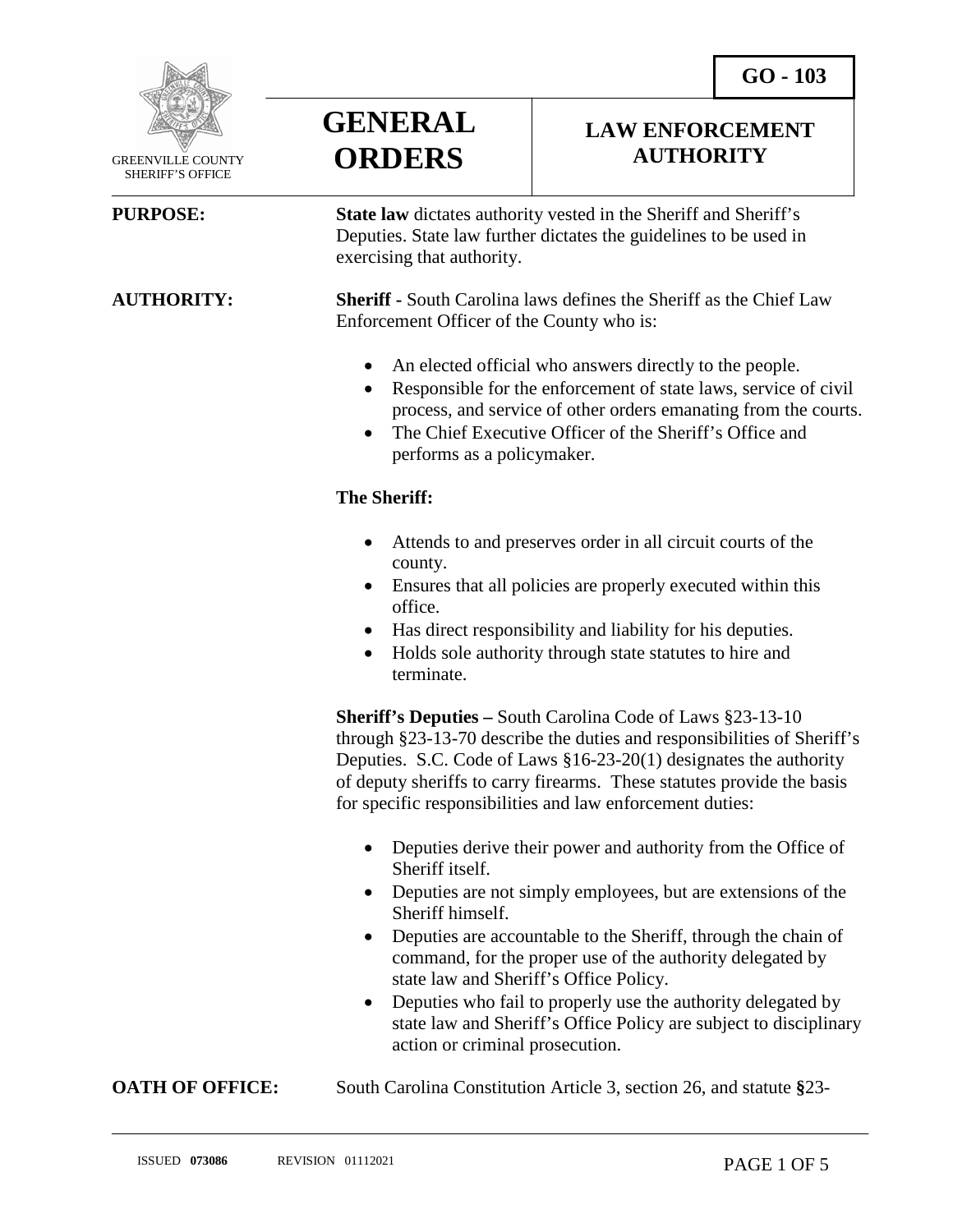GO - 103

GREENVILLE COUNTY SHERIFF'S OFFICE

# GENERAL ORDERS

## LAW ENFORCEMENT AUTHORITY

**PURPOSE:**

**State law** dictates authority vested in the Sheriff and Sheriff's Deputies. State law further dictates the guidelines to be used in exercising that authority.

**AUTHORITY:**

**Sheriff -** South Carolina laws defines the Sheriff as the Chief Law Enforcement Officer of the County who is:

- An elected official who answers directly to the people.
- Responsible for the enforcement of state laws, service of civil process, and service of other orders emanating from the courts.
- The Chief Executive Officer of the Sheriff's Office and performs as a policymaker.

**The Sheriff:**

- Attends to and preserves order in all circuit courts of the county.
- Ensures that all policies are properly executed within this office.
- Has direct responsibility and liability for his deputies.
- Holds sole authority through state statutes to hire and terminate.

**Sheriff's Deputies –** South Carolina Code of Laws §23-13-10 through §23-13-70 describe the duties and responsibilities of Sheriff's Deputies. S.C. Code of Laws §16-23-20(1) designates the authority of deputy sheriffs to carry firearms. These statutes provide the basis for specific responsibilities and law enforcement duties:

- Deputies derive their power and authority from the Office of Sheriff itself.
- Deputies are not simply employees, but are extensions of the Sheriff himself.
- Deputies are accountable to the Sheriff, through the chain of command, for the proper use of the authority delegated by state law and Sheriff's Office Policy.
- Deputies who fail to properly use the authority delegated by state law and Sheriff's Office Policy are subject to disciplinary action or criminal prosecution.

**OATH OF OFFICE:**

South Carolina Constitution Article 3, section 26, and statute **§**23-

ISSUED **073086** REVISION 01112021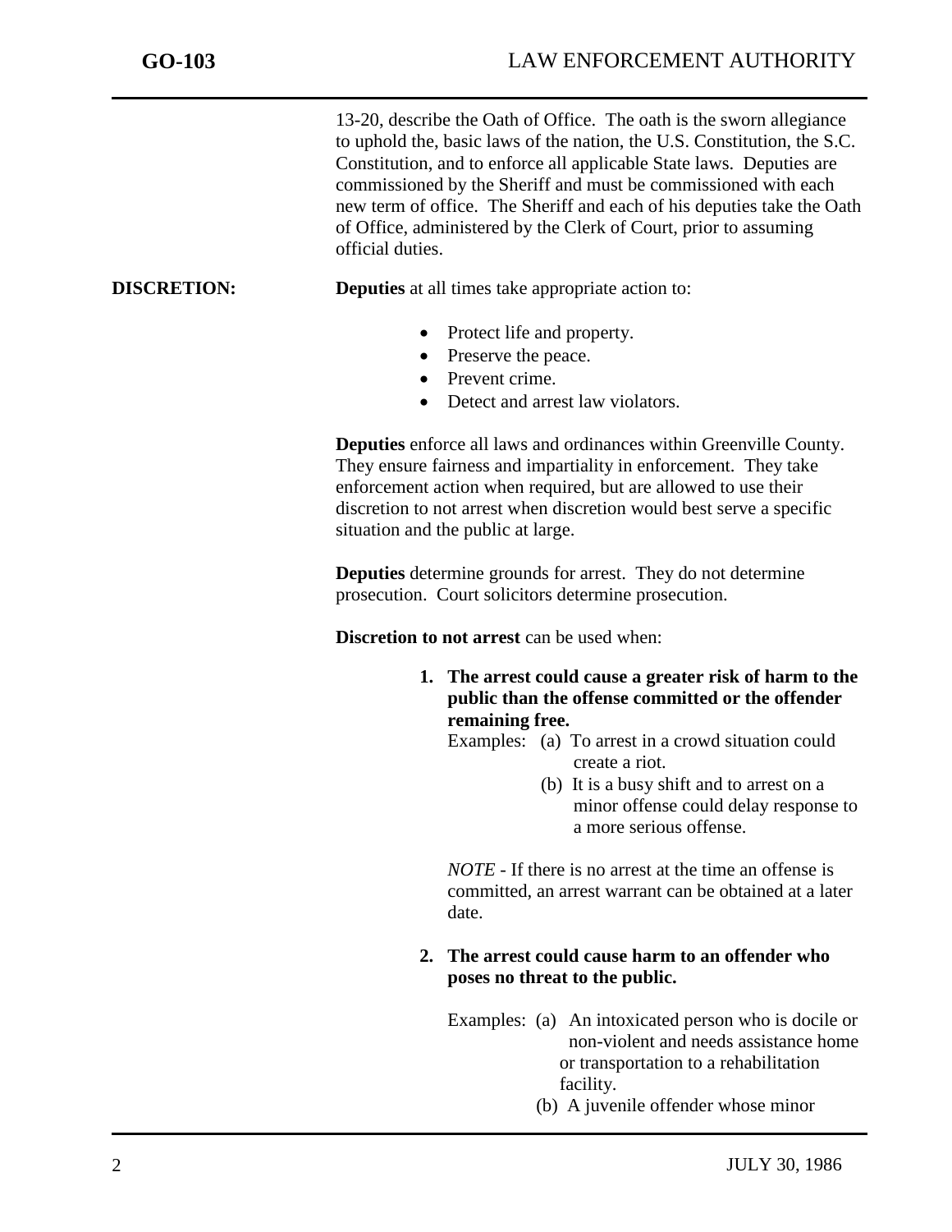13-20, describe the Oath of Office. The oath is the sworn allegiance to uphold the, basic laws of the nation, the U.S. Constitution, the S.C. Constitution, and to enforce all applicable State laws. Deputies are commissioned by the Sheriff and must be commissioned with each new term of office. The Sheriff and each of his deputies take the Oath of Office, administered by the Clerk of Court, prior to assuming official duties.

**DISCRETION:**

**Deputies** at all times take appropriate action to:

- Protect life and property.
- Preserve the peace.
- Prevent crime.
- Detect and arrest law violators.

**Deputies** enforce all laws and ordinances within Greenville County. They ensure fairness and impartiality in enforcement. They take enforcement action when required, but are allowed to use their discretion to not arrest when discretion would best serve a specific situation and the public at large.

**Deputies** determine grounds for arrest. They do not determine prosecution. Court solicitors determine prosecution.

**Discretion to not arrest** can be used when:

1. **The arrest could cause a greater risk of harm to the public than the offense committed or the offender remaining free.**

   Examples: (a) To arrest in a crowd situation could create a riot.
   (b) It is a busy shift and to arrest on a minor offense could delay response to a more serious offense.

   *NOTE* - If there is no arrest at the time an offense is committed, an arrest warrant can be obtained at a later date.

2. **The arrest could cause harm to an offender who poses no threat to the public.**

   Examples: (a) An intoxicated person who is docile or non-violent and needs assistance home or transportation to a rehabilitation facility.
   (b) A juvenile offender whose minor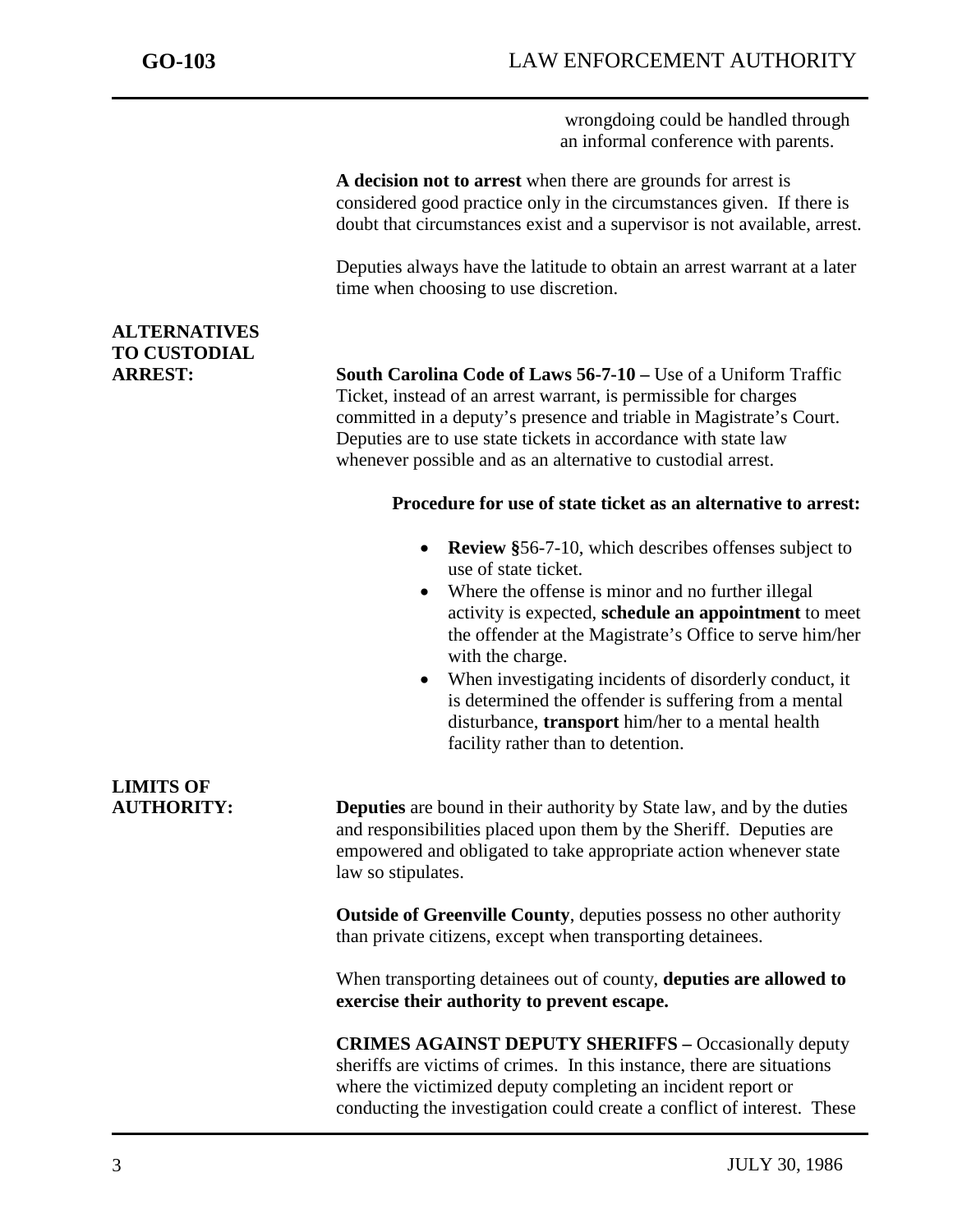wrongdoing could be handled through an informal conference with parents.

**A decision not to arrest** when there are grounds for arrest is considered good practice only in the circumstances given. If there is doubt that circumstances exist and a supervisor is not available, arrest.

Deputies always have the latitude to obtain an arrest warrant at a later time when choosing to use discretion.

## ALTERNATIVES TO CUSTODIAL ARREST:

**South Carolina Code of Laws 56-7-10 –** Use of a Uniform Traffic Ticket, instead of an arrest warrant, is permissible for charges committed in a deputy's presence and triable in Magistrate's Court. Deputies are to use state tickets in accordance with state law whenever possible and as an alternative to custodial arrest.

**Procedure for use of state ticket as an alternative to arrest:**

- **Review §**56-7-10, which describes offenses subject to use of state ticket.
- Where the offense is minor and no further illegal activity is expected, **schedule an appointment** to meet the offender at the Magistrate's Office to serve him/her with the charge.
- When investigating incidents of disorderly conduct, it is determined the offender is suffering from a mental disturbance, **transport** him/her to a mental health facility rather than to detention.

## LIMITS OF AUTHORITY:

**Deputies** are bound in their authority by State law, and by the duties and responsibilities placed upon them by the Sheriff. Deputies are empowered and obligated to take appropriate action whenever state law so stipulates.

**Outside of Greenville County**, deputies possess no other authority than private citizens, except when transporting detainees.

When transporting detainees out of county, **deputies are allowed to exercise their authority to prevent escape.**

**CRIMES AGAINST DEPUTY SHERIFFS –** Occasionally deputy sheriffs are victims of crimes. In this instance, there are situations where the victimized deputy completing an incident report or conducting the investigation could create a conflict of interest. These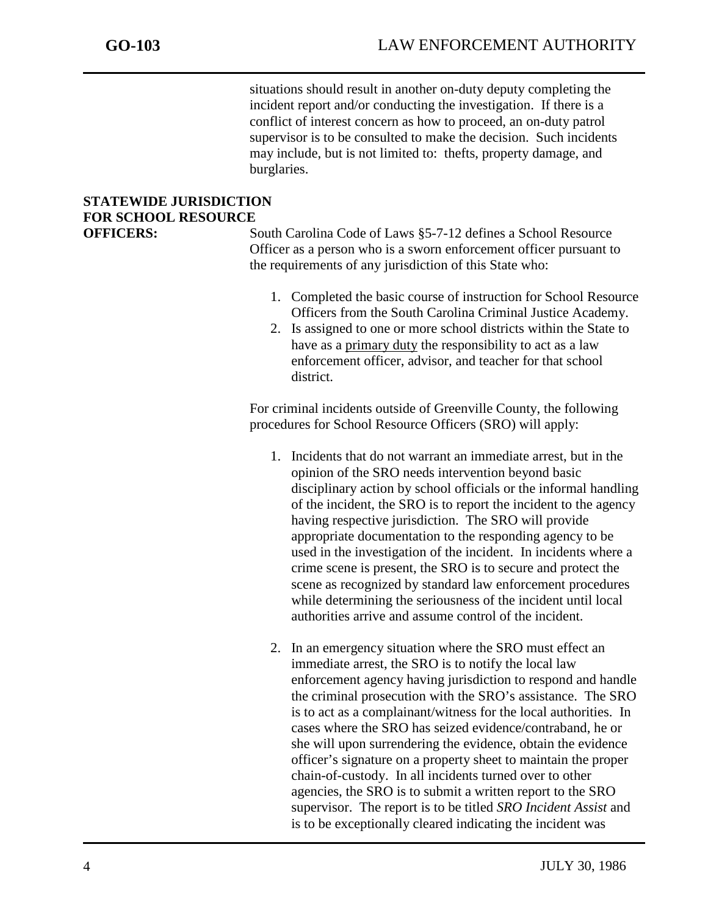situations should result in another on-duty deputy completing the incident report and/or conducting the investigation. If there is a conflict of interest concern as how to proceed, an on-duty patrol supervisor is to be consulted to make the decision. Such incidents may include, but is not limited to: thefts, property damage, and burglaries.

**STATEWIDE JURISDICTION FOR SCHOOL RESOURCE OFFICERS:** South Carolina Code of Laws §5-7-12 defines a School Resource Officer as a person who is a sworn enforcement officer pursuant to the requirements of any jurisdiction of this State who:

1. Completed the basic course of instruction for School Resource Officers from the South Carolina Criminal Justice Academy.
2. Is assigned to one or more school districts within the State to have as a <u>primary duty</u> the responsibility to act as a law enforcement officer, advisor, and teacher for that school district.

For criminal incidents outside of Greenville County, the following procedures for School Resource Officers (SRO) will apply:

1. Incidents that do not warrant an immediate arrest, but in the opinion of the SRO needs intervention beyond basic disciplinary action by school officials or the informal handling of the incident, the SRO is to report the incident to the agency having respective jurisdiction. The SRO will provide appropriate documentation to the responding agency to be used in the investigation of the incident. In incidents where a crime scene is present, the SRO is to secure and protect the scene as recognized by standard law enforcement procedures while determining the seriousness of the incident until local authorities arrive and assume control of the incident.

2. In an emergency situation where the SRO must effect an immediate arrest, the SRO is to notify the local law enforcement agency having jurisdiction to respond and handle the criminal prosecution with the SRO's assistance. The SRO is to act as a complainant/witness for the local authorities. In cases where the SRO has seized evidence/contraband, he or she will upon surrendering the evidence, obtain the evidence officer's signature on a property sheet to maintain the proper chain-of-custody. In all incidents turned over to other agencies, the SRO is to submit a written report to the SRO supervisor. The report is to be titled *SRO Incident Assist* and is to be exceptionally cleared indicating the incident was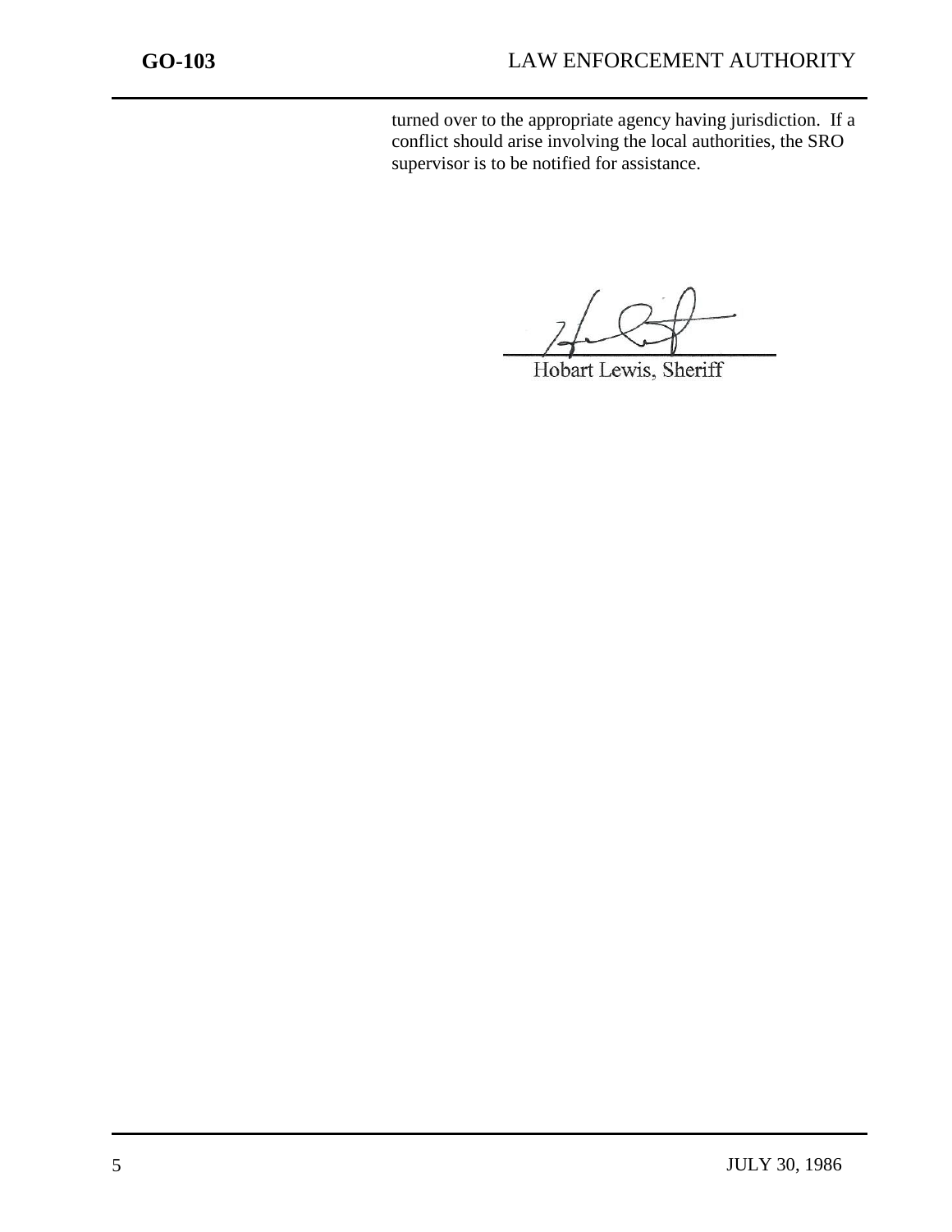turned over to the appropriate agency having jurisdiction. If a conflict should arise involving the local authorities, the SRO supervisor is to be notified for assistance.

Hobart Lewis, Sheriff